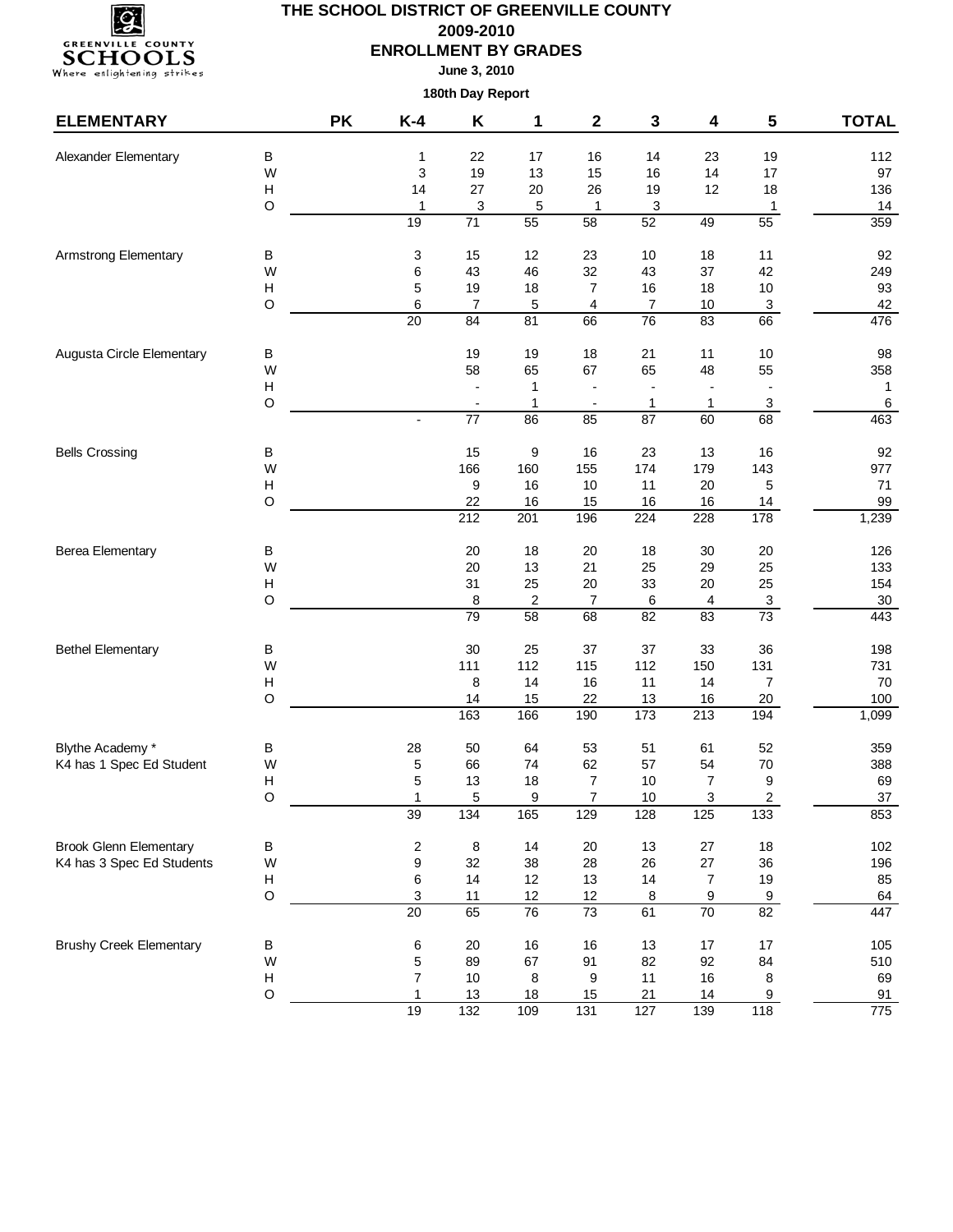# THE SCHOOL DISTRICT OF GREENVILLE COUNTY

## 2009-2010

## ENROLLMENT BY GRADES

**June 3, 2010**

**180th Day Report**

| ELEMENTARY | | PK | K-4 | K | 1 | 2 | 3 | 4 | 5 | TOTAL |
|---|---|---|---|---|---|---|---|---|---|---|
| Alexander Elementary | B | | 1 | 22 | 17 | 16 | 14 | 23 | 19 | 112 |
| | W | | 3 | 19 | 13 | 15 | 16 | 14 | 17 | 97 |
| | H | | 14 | 27 | 20 | 26 | 19 | 12 | 18 | 136 |
| | O | | 1 | 3 | 5 | 1 | 3 | | 1 | 14 |
| | | | 19 | 71 | 55 | 58 | 52 | 49 | 55 | 359 |
| Armstrong Elementary | B | | 3 | 15 | 12 | 23 | 10 | 18 | 11 | 92 |
| | W | | 6 | 43 | 46 | 32 | 43 | 37 | 42 | 249 |
| | H | | 5 | 19 | 18 | 7 | 16 | 18 | 10 | 93 |
| | O | | 6 | 7 | 5 | 4 | 7 | 10 | 3 | 42 |
| | | | 20 | 84 | 81 | 66 | 76 | 83 | 66 | 476 |
| Augusta Circle Elementary | B | | | 19 | 19 | 18 | 21 | 11 | 10 | 98 |
| | W | | | 58 | 65 | 67 | 65 | 48 | 55 | 358 |
| | H | | | - | 1 | - | - | - | - | 1 |
| | O | | | - | 1 | - | 1 | 1 | 3 | 6 |
| | | | - | 77 | 86 | 85 | 87 | 60 | 68 | 463 |
| Bells Crossing | B | | | 15 | 9 | 16 | 23 | 13 | 16 | 92 |
| | W | | | 166 | 160 | 155 | 174 | 179 | 143 | 977 |
| | H | | | 9 | 16 | 10 | 11 | 20 | 5 | 71 |
| | O | | | 22 | 16 | 15 | 16 | 16 | 14 | 99 |
| | | | | 212 | 201 | 196 | 224 | 228 | 178 | 1,239 |
| Berea Elementary | B | | | 20 | 18 | 20 | 18 | 30 | 20 | 126 |
| | W | | | 20 | 13 | 21 | 25 | 29 | 25 | 133 |
| | H | | | 31 | 25 | 20 | 33 | 20 | 25 | 154 |
| | O | | | 8 | 2 | 7 | 6 | 4 | 3 | 30 |
| | | | | 79 | 58 | 68 | 82 | 83 | 73 | 443 |
| Bethel Elementary | B | | | 30 | 25 | 37 | 37 | 33 | 36 | 198 |
| | W | | | 111 | 112 | 115 | 112 | 150 | 131 | 731 |
| | H | | | 8 | 14 | 16 | 11 | 14 | 7 | 70 |
| | O | | | 14 | 15 | 22 | 13 | 16 | 20 | 100 |
| | | | | 163 | 166 | 190 | 173 | 213 | 194 | 1,099 |
| Blythe Academy * | B | | 28 | 50 | 64 | 53 | 51 | 61 | 52 | 359 |
| K4 has 1 Spec Ed Student | W | | 5 | 66 | 74 | 62 | 57 | 54 | 70 | 388 |
| | H | | 5 | 13 | 18 | 7 | 10 | 7 | 9 | 69 |
| | O | | 1 | 5 | 9 | 7 | 10 | 3 | 2 | 37 |
| | | | 39 | 134 | 165 | 129 | 128 | 125 | 133 | 853 |
| Brook Glenn Elementary | B | | 2 | 8 | 14 | 20 | 13 | 27 | 18 | 102 |
| K4 has 3 Spec Ed Students | W | | 9 | 32 | 38 | 28 | 26 | 27 | 36 | 196 |
| | H | | 6 | 14 | 12 | 13 | 14 | 7 | 19 | 85 |
| | O | | 3 | 11 | 12 | 12 | 8 | 9 | 9 | 64 |
| | | | 20 | 65 | 76 | 73 | 61 | 70 | 82 | 447 |
| Brushy Creek Elementary | B | | 6 | 20 | 16 | 16 | 13 | 17 | 17 | 105 |
| | W | | 5 | 89 | 67 | 91 | 82 | 92 | 84 | 510 |
| | H | | 7 | 10 | 8 | 9 | 11 | 16 | 8 | 69 |
| | O | | 1 | 13 | 18 | 15 | 21 | 14 | 9 | 91 |
| | | | 19 | 132 | 109 | 131 | 127 | 139 | 118 | 775 |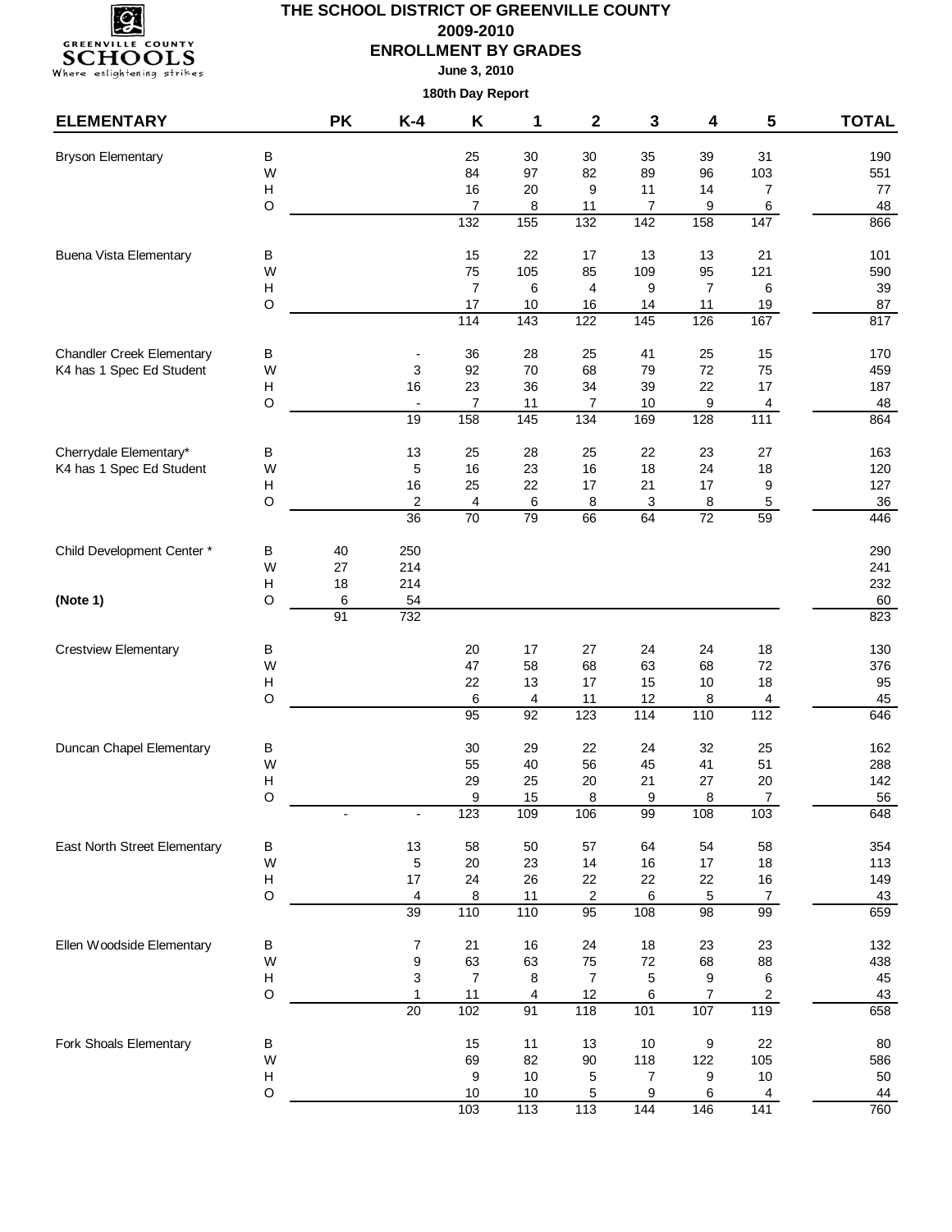# THE SCHOOL DISTRICT OF GREENVILLE COUNTY

**2009-2010**

**ENROLLMENT BY GRADES**

**June 3, 2010**

**180th Day Report**

| ELEMENTARY | | PK | K-4 | K | 1 | 2 | 3 | 4 | 5 | TOTAL |
|---|---|---|---|---|---|---|---|---|---|---|
| Bryson Elementary | B | | | 25 | 30 | 30 | 35 | 39 | 31 | 190 |
| | W | | | 84 | 97 | 82 | 89 | 96 | 103 | 551 |
| | H | | | 16 | 20 | 9 | 11 | 14 | 7 | 77 |
| | O | | | 7 | 8 | 11 | 7 | 9 | 6 | 48 |
| | | | | 132 | 155 | 132 | 142 | 158 | 147 | 866 |
| Buena Vista Elementary | B | | | 15 | 22 | 17 | 13 | 13 | 21 | 101 |
| | W | | | 75 | 105 | 85 | 109 | 95 | 121 | 590 |
| | H | | | 7 | 6 | 4 | 9 | 7 | 6 | 39 |
| | O | | | 17 | 10 | 16 | 14 | 11 | 19 | 87 |
| | | | | 114 | 143 | 122 | 145 | 126 | 167 | 817 |
| Chandler Creek Elementary | B | | - | 36 | 28 | 25 | 41 | 25 | 15 | 170 |
| K4 has 1 Spec Ed Student | W | | 3 | 92 | 70 | 68 | 79 | 72 | 75 | 459 |
| | H | | 16 | 23 | 36 | 34 | 39 | 22 | 17 | 187 |
| | O | | - | 7 | 11 | 7 | 10 | 9 | 4 | 48 |
| | | | 19 | 158 | 145 | 134 | 169 | 128 | 111 | 864 |
| Cherrydale Elementary* | B | | 13 | 25 | 28 | 25 | 22 | 23 | 27 | 163 |
| K4 has 1 Spec Ed Student | W | | 5 | 16 | 23 | 16 | 18 | 24 | 18 | 120 |
| | H | | 16 | 25 | 22 | 17 | 21 | 17 | 9 | 127 |
| | O | | 2 | 4 | 6 | 8 | 3 | 8 | 5 | 36 |
| | | | 36 | 70 | 79 | 66 | 64 | 72 | 59 | 446 |
| Child Development Center * | B | 40 | 250 | | | | | | | 290 |
| | W | 27 | 214 | | | | | | | 241 |
| | H | 18 | 214 | | | | | | | 232 |
| **(Note 1)** | O | 6 | 54 | | | | | | | 60 |
| | | 91 | 732 | | | | | | | 823 |
| Crestview Elementary | B | | | 20 | 17 | 27 | 24 | 24 | 18 | 130 |
| | W | | | 47 | 58 | 68 | 63 | 68 | 72 | 376 |
| | H | | | 22 | 13 | 17 | 15 | 10 | 18 | 95 |
| | O | | | 6 | 4 | 11 | 12 | 8 | 4 | 45 |
| | | | | 95 | 92 | 123 | 114 | 110 | 112 | 646 |
| Duncan Chapel Elementary | B | | | 30 | 29 | 22 | 24 | 32 | 25 | 162 |
| | W | | | 55 | 40 | 56 | 45 | 41 | 51 | 288 |
| | H | | | 29 | 25 | 20 | 21 | 27 | 20 | 142 |
| | O | | | 9 | 15 | 8 | 9 | 8 | 7 | 56 |
| | | - | - | 123 | 109 | 106 | 99 | 108 | 103 | 648 |
| East North Street Elementary | B | | 13 | 58 | 50 | 57 | 64 | 54 | 58 | 354 |
| | W | | 5 | 20 | 23 | 14 | 16 | 17 | 18 | 113 |
| | H | | 17 | 24 | 26 | 22 | 22 | 22 | 16 | 149 |
| | O | | 4 | 8 | 11 | 2 | 6 | 5 | 7 | 43 |
| | | | 39 | 110 | 110 | 95 | 108 | 98 | 99 | 659 |
| Ellen Woodside Elementary | B | | 7 | 21 | 16 | 24 | 18 | 23 | 23 | 132 |
| | W | | 9 | 63 | 63 | 75 | 72 | 68 | 88 | 438 |
| | H | | 3 | 7 | 8 | 7 | 5 | 9 | 6 | 45 |
| | O | | 1 | 11 | 4 | 12 | 6 | 7 | 2 | 43 |
| | | | 20 | 102 | 91 | 118 | 101 | 107 | 119 | 658 |
| Fork Shoals Elementary | B | | | 15 | 11 | 13 | 10 | 9 | 22 | 80 |
| | W | | | 69 | 82 | 90 | 118 | 122 | 105 | 586 |
| | H | | | 9 | 10 | 5 | 7 | 9 | 10 | 50 |
| | O | | | 10 | 10 | 5 | 9 | 6 | 4 | 44 |
| | | | | 103 | 113 | 113 | 144 | 146 | 141 | 760 |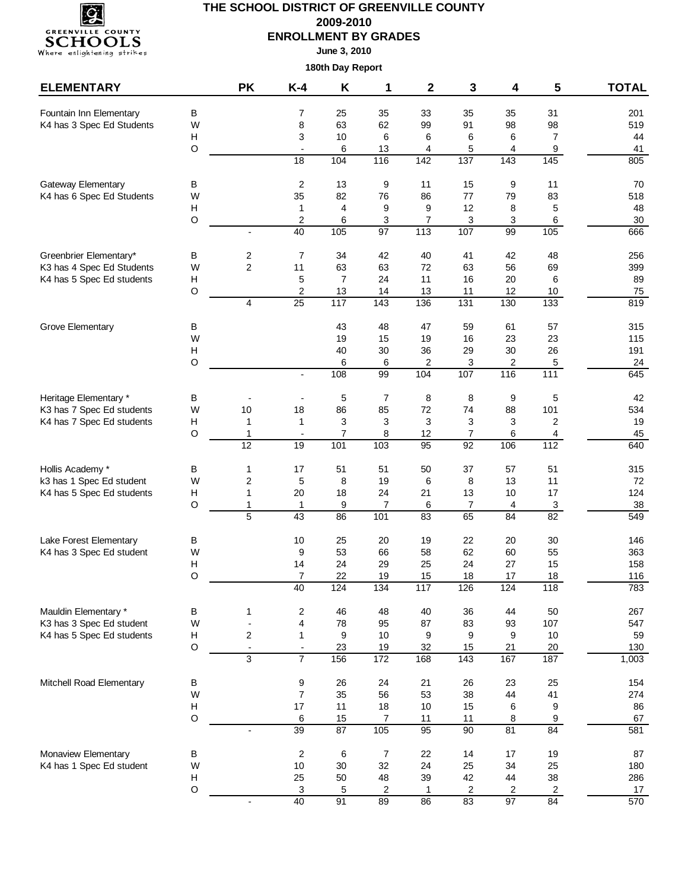# THE SCHOOL DISTRICT OF GREENVILLE COUNTY

## 2009-2010

## ENROLLMENT BY GRADES

**June 3, 2010**

**180th Day Report**

| ELEMENTARY | | PK | K-4 | K | 1 | 2 | 3 | 4 | 5 | TOTAL |
|---|---|---|---|---|---|---|---|---|---|---|
| Fountain Inn Elementary | B | | 7 | 25 | 35 | 33 | 35 | 35 | 31 | 201 |
| K4 has 3 Spec Ed Students | W | | 8 | 63 | 62 | 99 | 91 | 98 | 98 | 519 |
| | H | | 3 | 10 | 6 | 6 | 6 | 6 | 7 | 44 |
| | O | | - | 6 | 13 | 4 | 5 | 4 | 9 | 41 |
| | | | 18 | 104 | 116 | 142 | 137 | 143 | 145 | 805 |
| Gateway Elementary | B | | 2 | 13 | 9 | 11 | 15 | 9 | 11 | 70 |
| K4 has 6 Spec Ed Students | W | | 35 | 82 | 76 | 86 | 77 | 79 | 83 | 518 |
| | H | | 1 | 4 | 9 | 9 | 12 | 8 | 5 | 48 |
| | O | | 2 | 6 | 3 | 7 | 3 | 3 | 6 | 30 |
| | | - | 40 | 105 | 97 | 113 | 107 | 99 | 105 | 666 |
| Greenbrier Elementary* | B | 2 | 7 | 34 | 42 | 40 | 41 | 42 | 48 | 256 |
| K3 has 4 Spec Ed Students | W | 2 | 11 | 63 | 63 | 72 | 63 | 56 | 69 | 399 |
| K4 has 5 Spec Ed students | H | | 5 | 7 | 24 | 11 | 16 | 20 | 6 | 89 |
| | O | | 2 | 13 | 14 | 13 | 11 | 12 | 10 | 75 |
| | | 4 | 25 | 117 | 143 | 136 | 131 | 130 | 133 | 819 |
| Grove Elementary | B | | | 43 | 48 | 47 | 59 | 61 | 57 | 315 |
| | W | | | 19 | 15 | 19 | 16 | 23 | 23 | 115 |
| | H | | | 40 | 30 | 36 | 29 | 30 | 26 | 191 |
| | O | | | 6 | 6 | 2 | 3 | 2 | 5 | 24 |
| | | | - | 108 | 99 | 104 | 107 | 116 | 111 | 645 |
| Heritage Elementary * | B | - | - | 5 | 7 | 8 | 8 | 9 | 5 | 42 |
| K3 has 7 Spec Ed students | W | 10 | 18 | 86 | 85 | 72 | 74 | 88 | 101 | 534 |
| K4 has 7 Spec Ed students | H | 1 | 1 | 3 | 3 | 3 | 3 | 3 | 2 | 19 |
| | O | 1 | - | 7 | 8 | 12 | 7 | 6 | 4 | 45 |
| | | 12 | 19 | 101 | 103 | 95 | 92 | 106 | 112 | 640 |
| Hollis Academy * | B | 1 | 17 | 51 | 51 | 50 | 37 | 57 | 51 | 315 |
| k3 has 1 Spec Ed student | W | 2 | 5 | 8 | 19 | 6 | 8 | 13 | 11 | 72 |
| K4 has 5 Spec Ed students | H | 1 | 20 | 18 | 24 | 21 | 13 | 10 | 17 | 124 |
| | O | 1 | 1 | 9 | 7 | 6 | 7 | 4 | 3 | 38 |
| | | 5 | 43 | 86 | 101 | 83 | 65 | 84 | 82 | 549 |
| Lake Forest Elementary | B | | 10 | 25 | 20 | 19 | 22 | 20 | 30 | 146 |
| K4 has 3 Spec Ed student | W | | 9 | 53 | 66 | 58 | 62 | 60 | 55 | 363 |
| | H | | 14 | 24 | 29 | 25 | 24 | 27 | 15 | 158 |
| | O | | 7 | 22 | 19 | 15 | 18 | 17 | 18 | 116 |
| | | | 40 | 124 | 134 | 117 | 126 | 124 | 118 | 783 |
| Mauldin Elementary * | B | 1 | 2 | 46 | 48 | 40 | 36 | 44 | 50 | 267 |
| K3 has 3 Spec Ed student | W | - | 4 | 78 | 95 | 87 | 83 | 93 | 107 | 547 |
| K4 has 5 Spec Ed students | H | 2 | 1 | 9 | 10 | 9 | 9 | 9 | 10 | 59 |
| | O | - | - | 23 | 19 | 32 | 15 | 21 | 20 | 130 |
| | | 3 | 7 | 156 | 172 | 168 | 143 | 167 | 187 | 1,003 |
| Mitchell Road Elementary | B | | 9 | 26 | 24 | 21 | 26 | 23 | 25 | 154 |
| | W | | 7 | 35 | 56 | 53 | 38 | 44 | 41 | 274 |
| | H | | 17 | 11 | 18 | 10 | 15 | 6 | 9 | 86 |
| | O | | 6 | 15 | 7 | 11 | 11 | 8 | 9 | 67 |
| | | - | 39 | 87 | 105 | 95 | 90 | 81 | 84 | 581 |
| Monaview Elementary | B | | 2 | 6 | 7 | 22 | 14 | 17 | 19 | 87 |
| K4 has 1 Spec Ed student | W | | 10 | 30 | 32 | 24 | 25 | 34 | 25 | 180 |
| | H | | 25 | 50 | 48 | 39 | 42 | 44 | 38 | 286 |
| | O | | 3 | 5 | 2 | 1 | 2 | 2 | 2 | 17 |
| | | - | 40 | 91 | 89 | 86 | 83 | 97 | 84 | 570 |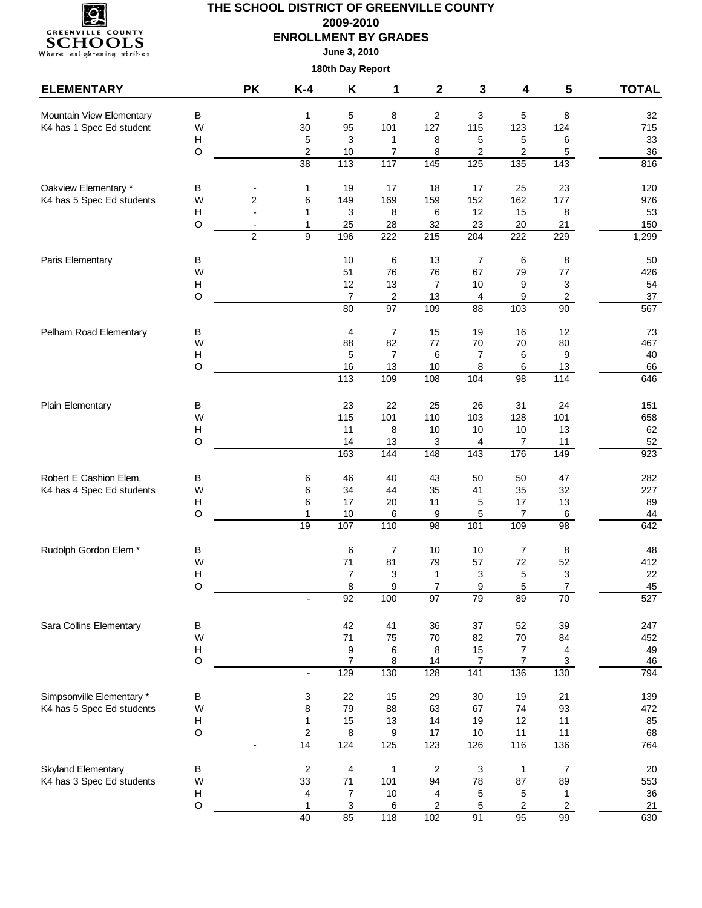# THE SCHOOL DISTRICT OF GREENVILLE COUNTY

## 2009-2010

## ENROLLMENT BY GRADES

**June 3, 2010**

**180th Day Report**

| ELEMENTARY | | PK | K-4 | K | 1 | 2 | 3 | 4 | 5 | TOTAL |
|---|---|---|---|---|---|---|---|---|---|---|
| Mountain View Elementary | B | | 1 | 5 | 8 | 2 | 3 | 5 | 8 | 32 |
| K4 has 1 Spec Ed student | W | | 30 | 95 | 101 | 127 | 115 | 123 | 124 | 715 |
| | H | | 5 | 3 | 1 | 8 | 5 | 5 | 6 | 33 |
| | O | | 2 | 10 | 7 | 8 | 2 | 2 | 5 | 36 |
| | | | 38 | 113 | 117 | 145 | 125 | 135 | 143 | 816 |
| Oakview Elementary * | B | - | 1 | 19 | 17 | 18 | 17 | 25 | 23 | 120 |
| K4 has 5 Spec Ed students | W | 2 | 6 | 149 | 169 | 159 | 152 | 162 | 177 | 976 |
| | H | - | 1 | 3 | 8 | 6 | 12 | 15 | 8 | 53 |
| | O | - | 1 | 25 | 28 | 32 | 23 | 20 | 21 | 150 |
| | | 2 | 9 | 196 | 222 | 215 | 204 | 222 | 229 | 1,299 |
| Paris Elementary | B | | | 10 | 6 | 13 | 7 | 6 | 8 | 50 |
| | W | | | 51 | 76 | 76 | 67 | 79 | 77 | 426 |
| | H | | | 12 | 13 | 7 | 10 | 9 | 3 | 54 |
| | O | | | 7 | 2 | 13 | 4 | 9 | 2 | 37 |
| | | | | 80 | 97 | 109 | 88 | 103 | 90 | 567 |
| Pelham Road Elementary | B | | | 4 | 7 | 15 | 19 | 16 | 12 | 73 |
| | W | | | 88 | 82 | 77 | 70 | 70 | 80 | 467 |
| | H | | | 5 | 7 | 6 | 7 | 6 | 9 | 40 |
| | O | | | 16 | 13 | 10 | 8 | 6 | 13 | 66 |
| | | | | 113 | 109 | 108 | 104 | 98 | 114 | 646 |
| Plain Elementary | B | | | 23 | 22 | 25 | 26 | 31 | 24 | 151 |
| | W | | | 115 | 101 | 110 | 103 | 128 | 101 | 658 |
| | H | | | 11 | 8 | 10 | 10 | 10 | 13 | 62 |
| | O | | | 14 | 13 | 3 | 4 | 7 | 11 | 52 |
| | | | | 163 | 144 | 148 | 143 | 176 | 149 | 923 |
| Robert E Cashion Elem. | B | | 6 | 46 | 40 | 43 | 50 | 50 | 47 | 282 |
| K4 has 4 Spec Ed students | W | | 6 | 34 | 44 | 35 | 41 | 35 | 32 | 227 |
| | H | | 6 | 17 | 20 | 11 | 5 | 17 | 13 | 89 |
| | O | | 1 | 10 | 6 | 9 | 5 | 7 | 6 | 44 |
| | | | 19 | 107 | 110 | 98 | 101 | 109 | 98 | 642 |
| Rudolph Gordon Elem * | B | | | 6 | 7 | 10 | 10 | 7 | 8 | 48 |
| | W | | | 71 | 81 | 79 | 57 | 72 | 52 | 412 |
| | H | | | 7 | 3 | 1 | 3 | 5 | 3 | 22 |
| | O | | | 8 | 9 | 7 | 9 | 5 | 7 | 45 |
| | | | - | 92 | 100 | 97 | 79 | 89 | 70 | 527 |
| Sara Collins Elementary | B | | | 42 | 41 | 36 | 37 | 52 | 39 | 247 |
| | W | | | 71 | 75 | 70 | 82 | 70 | 84 | 452 |
| | H | | | 9 | 6 | 8 | 15 | 7 | 4 | 49 |
| | O | | | 7 | 8 | 14 | 7 | 7 | 3 | 46 |
| | | | - | 129 | 130 | 128 | 141 | 136 | 130 | 794 |
| Simpsonville Elementary * | B | | 3 | 22 | 15 | 29 | 30 | 19 | 21 | 139 |
| K4 has 5 Spec Ed students | W | | 8 | 79 | 88 | 63 | 67 | 74 | 93 | 472 |
| | H | | 1 | 15 | 13 | 14 | 19 | 12 | 11 | 85 |
| | O | | 2 | 8 | 9 | 17 | 10 | 11 | 11 | 68 |
| | | - | 14 | 124 | 125 | 123 | 126 | 116 | 136 | 764 |
| Skyland Elementary | B | | 2 | 4 | 1 | 2 | 3 | 1 | 7 | 20 |
| K4 has 3 Spec Ed students | W | | 33 | 71 | 101 | 94 | 78 | 87 | 89 | 553 |
| | H | | 4 | 7 | 10 | 4 | 5 | 5 | 1 | 36 |
| | O | | 1 | 3 | 6 | 2 | 5 | 2 | 2 | 21 |
| | | | 40 | 85 | 118 | 102 | 91 | 95 | 99 | 630 |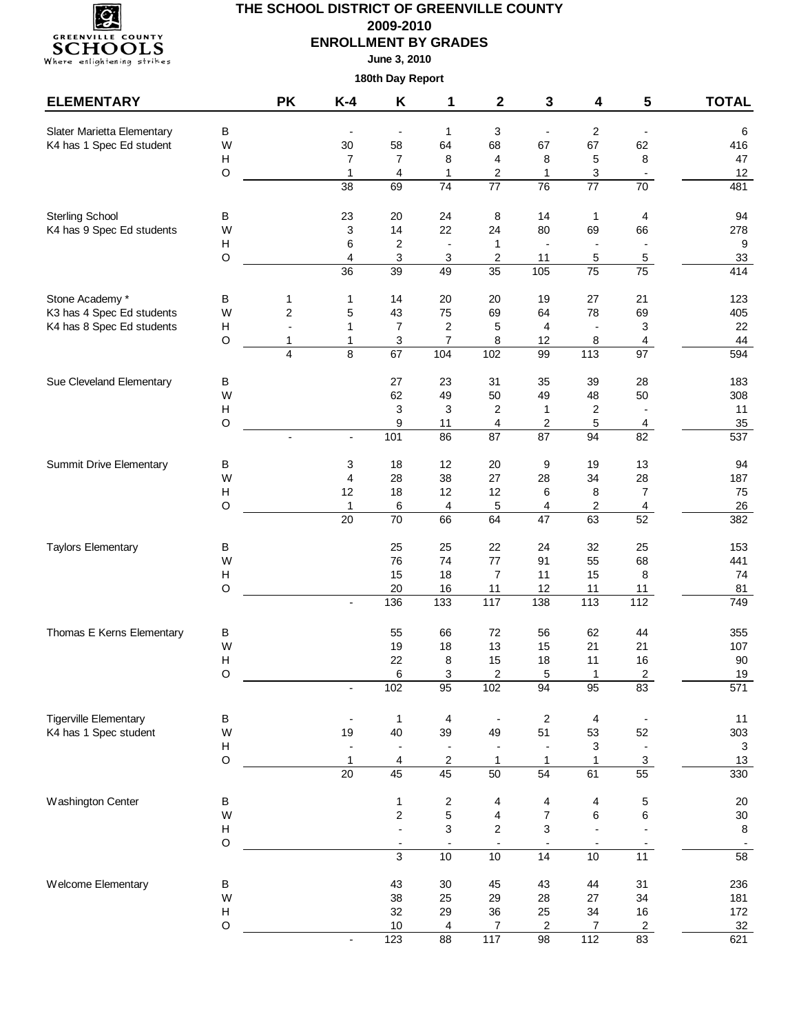# THE SCHOOL DISTRICT OF GREENVILLE COUNTY

## 2009-2010

## ENROLLMENT BY GRADES

**June 3, 2010**

**180th Day Report**

| ELEMENTARY | | PK | K-4 | K | 1 | 2 | 3 | 4 | 5 | TOTAL |
|---|---|---|---|---|---|---|---|---|---|---|
| Slater Marietta Elementary | B | | - | - | 1 | 3 | - | 2 | - | 6 |
| K4 has 1 Spec Ed student | W | | 30 | 58 | 64 | 68 | 67 | 67 | 62 | 416 |
| | H | | 7 | 7 | 8 | 4 | 8 | 5 | 8 | 47 |
| | O | | 1 | 4 | 1 | 2 | 1 | 3 | - | 12 |
| | | | 38 | 69 | 74 | 77 | 76 | 77 | 70 | 481 |
| Sterling School | B | | 23 | 20 | 24 | 8 | 14 | 1 | 4 | 94 |
| K4 has 9 Spec Ed students | W | | 3 | 14 | 22 | 24 | 80 | 69 | 66 | 278 |
| | H | | 6 | 2 | - | 1 | - | - | - | 9 |
| | O | | 4 | 3 | 3 | 2 | 11 | 5 | 5 | 33 |
| | | | 36 | 39 | 49 | 35 | 105 | 75 | 75 | 414 |
| Stone Academy * | B | 1 | 1 | 14 | 20 | 20 | 19 | 27 | 21 | 123 |
| K3 has 4 Spec Ed students | W | 2 | 5 | 43 | 75 | 69 | 64 | 78 | 69 | 405 |
| K4 has 8 Spec Ed students | H | - | 1 | 7 | 2 | 5 | 4 | - | 3 | 22 |
| | O | 1 | 1 | 3 | 7 | 8 | 12 | 8 | 4 | 44 |
| | | 4 | 8 | 67 | 104 | 102 | 99 | 113 | 97 | 594 |
| Sue Cleveland Elementary | B | | | 27 | 23 | 31 | 35 | 39 | 28 | 183 |
| | W | | | 62 | 49 | 50 | 49 | 48 | 50 | 308 |
| | H | | | 3 | 3 | 2 | 1 | 2 | - | 11 |
| | O | | | 9 | 11 | 4 | 2 | 5 | 4 | 35 |
| | | - | - | 101 | 86 | 87 | 87 | 94 | 82 | 537 |
| Summit Drive Elementary | B | | 3 | 18 | 12 | 20 | 9 | 19 | 13 | 94 |
| | W | | 4 | 28 | 38 | 27 | 28 | 34 | 28 | 187 |
| | H | | 12 | 18 | 12 | 12 | 6 | 8 | 7 | 75 |
| | O | | 1 | 6 | 4 | 5 | 4 | 2 | 4 | 26 |
| | | | 20 | 70 | 66 | 64 | 47 | 63 | 52 | 382 |
| Taylors Elementary | B | | | 25 | 25 | 22 | 24 | 32 | 25 | 153 |
| | W | | | 76 | 74 | 77 | 91 | 55 | 68 | 441 |
| | H | | | 15 | 18 | 7 | 11 | 15 | 8 | 74 |
| | O | | | 20 | 16 | 11 | 12 | 11 | 11 | 81 |
| | | | - | 136 | 133 | 117 | 138 | 113 | 112 | 749 |
| Thomas E Kerns Elementary | B | | | 55 | 66 | 72 | 56 | 62 | 44 | 355 |
| | W | | | 19 | 18 | 13 | 15 | 21 | 21 | 107 |
| | H | | | 22 | 8 | 15 | 18 | 11 | 16 | 90 |
| | O | | | 6 | 3 | 2 | 5 | 1 | 2 | 19 |
| | | | - | 102 | 95 | 102 | 94 | 95 | 83 | 571 |
| Tigerville Elementary | B | | - | 1 | 4 | - | 2 | 4 | - | 11 |
| K4 has 1 Spec student | W | | 19 | 40 | 39 | 49 | 51 | 53 | 52 | 303 |
| | H | | - | - | - | - | - | 3 | - | 3 |
| | O | | 1 | 4 | 2 | 1 | 1 | 1 | 3 | 13 |
| | | | 20 | 45 | 45 | 50 | 54 | 61 | 55 | 330 |
| Washington Center | B | | | 1 | 2 | 4 | 4 | 4 | 5 | 20 |
| | W | | | 2 | 5 | 4 | 7 | 6 | 6 | 30 |
| | H | | | - | 3 | 2 | 3 | - | - | 8 |
| | O | | | - | - | - | - | - | - | - |
| | | | | 3 | 10 | 10 | 14 | 10 | 11 | 58 |
| Welcome Elementary | B | | | 43 | 30 | 45 | 43 | 44 | 31 | 236 |
| | W | | | 38 | 25 | 29 | 28 | 27 | 34 | 181 |
| | H | | | 32 | 29 | 36 | 25 | 34 | 16 | 172 |
| | O | | | 10 | 4 | 7 | 2 | 7 | 2 | 32 |
| | | | - | 123 | 88 | 117 | 98 | 112 | 83 | 621 |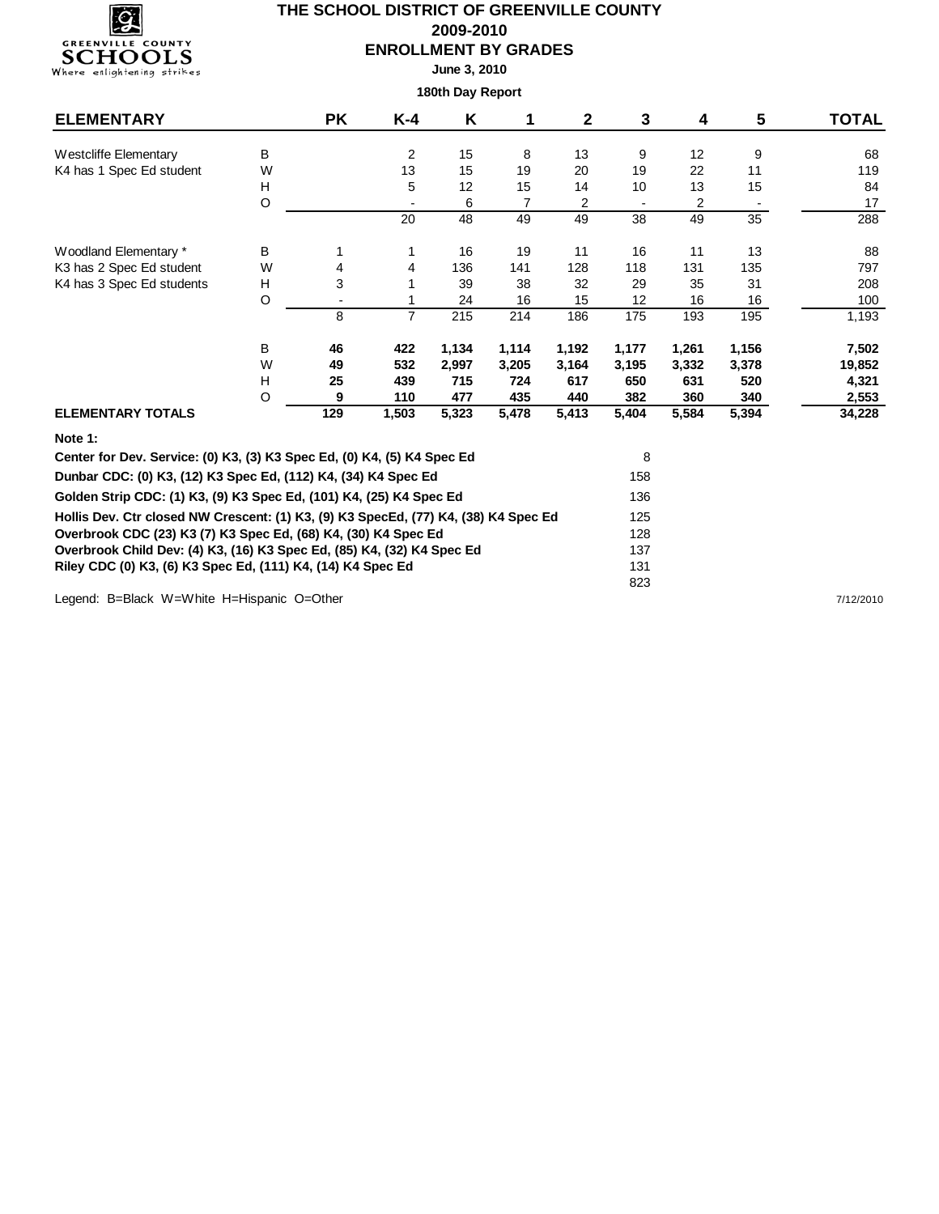# THE SCHOOL DISTRICT OF GREENVILLE COUNTY

## 2009-2010

## ENROLLMENT BY GRADES

**June 3, 2010**

**180th Day Report**

| ELEMENTARY | | PK | K-4 | K | 1 | 2 | 3 | 4 | 5 | TOTAL |
|---|---|---|---|---|---|---|---|---|---|---|
| Westcliffe Elementary | B | | 2 | 15 | 8 | 13 | 9 | 12 | 9 | 68 |
| K4 has 1 Spec Ed student | W | | 13 | 15 | 19 | 20 | 19 | 22 | 11 | 119 |
| | H | | 5 | 12 | 15 | 14 | 10 | 13 | 15 | 84 |
| | O | | - | 6 | 7 | 2 | - | 2 | - | 17 |
| | | | 20 | 48 | 49 | 49 | 38 | 49 | 35 | 288 |
| Woodland Elementary * | B | 1 | 1 | 16 | 19 | 11 | 16 | 11 | 13 | 88 |
| K3 has 2 Spec Ed student | W | 4 | 4 | 136 | 141 | 128 | 118 | 131 | 135 | 797 |
| K4 has 3 Spec Ed students | H | 3 | 1 | 39 | 38 | 32 | 29 | 35 | 31 | 208 |
| | O | - | 1 | 24 | 16 | 15 | 12 | 16 | 16 | 100 |
| | | 8 | 7 | 215 | 214 | 186 | 175 | 193 | 195 | 1,193 |
| | B | **46** | **422** | **1,134** | **1,114** | **1,192** | **1,177** | **1,261** | **1,156** | **7,502** |
| | W | **49** | **532** | **2,997** | **3,205** | **3,164** | **3,195** | **3,332** | **3,378** | **19,852** |
| | H | **25** | **439** | **715** | **724** | **617** | **650** | **631** | **520** | **4,321** |
| | O | **9** | **110** | **477** | **435** | **440** | **382** | **360** | **340** | **2,553** |
| **ELEMENTARY TOTALS** | | **129** | **1,503** | **5,323** | **5,478** | **5,413** | **5,404** | **5,584** | **5,394** | **34,228** |

**Note 1:**

| | |
|---|---|
| **Center for Dev. Service: (0) K3, (3) K3 Spec Ed, (0) K4, (5) K4 Spec Ed** | 8 |
| **Dunbar CDC: (0) K3, (12) K3 Spec Ed, (112) K4, (34) K4 Spec Ed** | 158 |
| **Golden Strip CDC: (1) K3, (9) K3 Spec Ed, (101) K4, (25) K4 Spec Ed** | 136 |
| **Hollis Dev. Ctr closed NW Crescent: (1) K3, (9) K3 SpecEd, (77) K4, (38) K4 Spec Ed** | 125 |
| **Overbrook CDC (23) K3 (7) K3 Spec Ed, (68) K4, (30) K4 Spec Ed** | 128 |
| **Overbrook Child Dev: (4) K3, (16) K3 Spec Ed, (85) K4, (32) K4 Spec Ed** | 137 |
| **Riley CDC (0) K3, (6) K3 Spec Ed, (111) K4, (14) K4 Spec Ed** | 131 |
| | 823 |

Legend: B=Black W=White H=Hispanic O=Other

7/12/2010